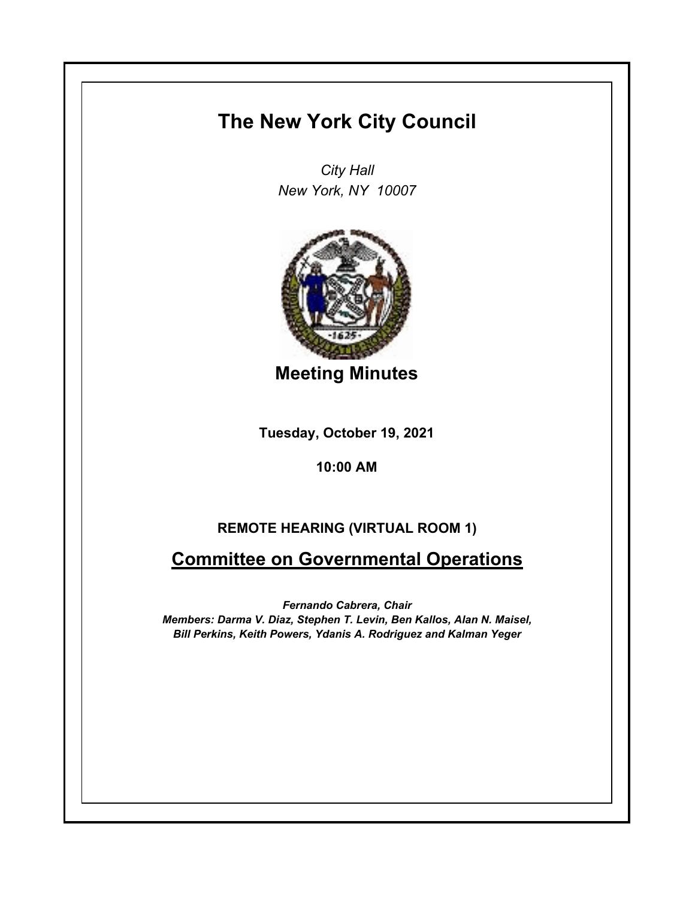# The New York City Council

*City Hall*
*New York, NY 10007*

## Meeting Minutes

**Tuesday, October 19, 2021**

**10:00 AM**

**REMOTE HEARING (VIRTUAL ROOM 1)**

## Committee on Governmental Operations

***Fernando Cabrera, Chair***
***Members: Darma V. Diaz, Stephen T. Levin, Ben Kallos, Alan N. Maisel, Bill Perkins, Keith Powers, Ydanis A. Rodriguez and Kalman Yeger***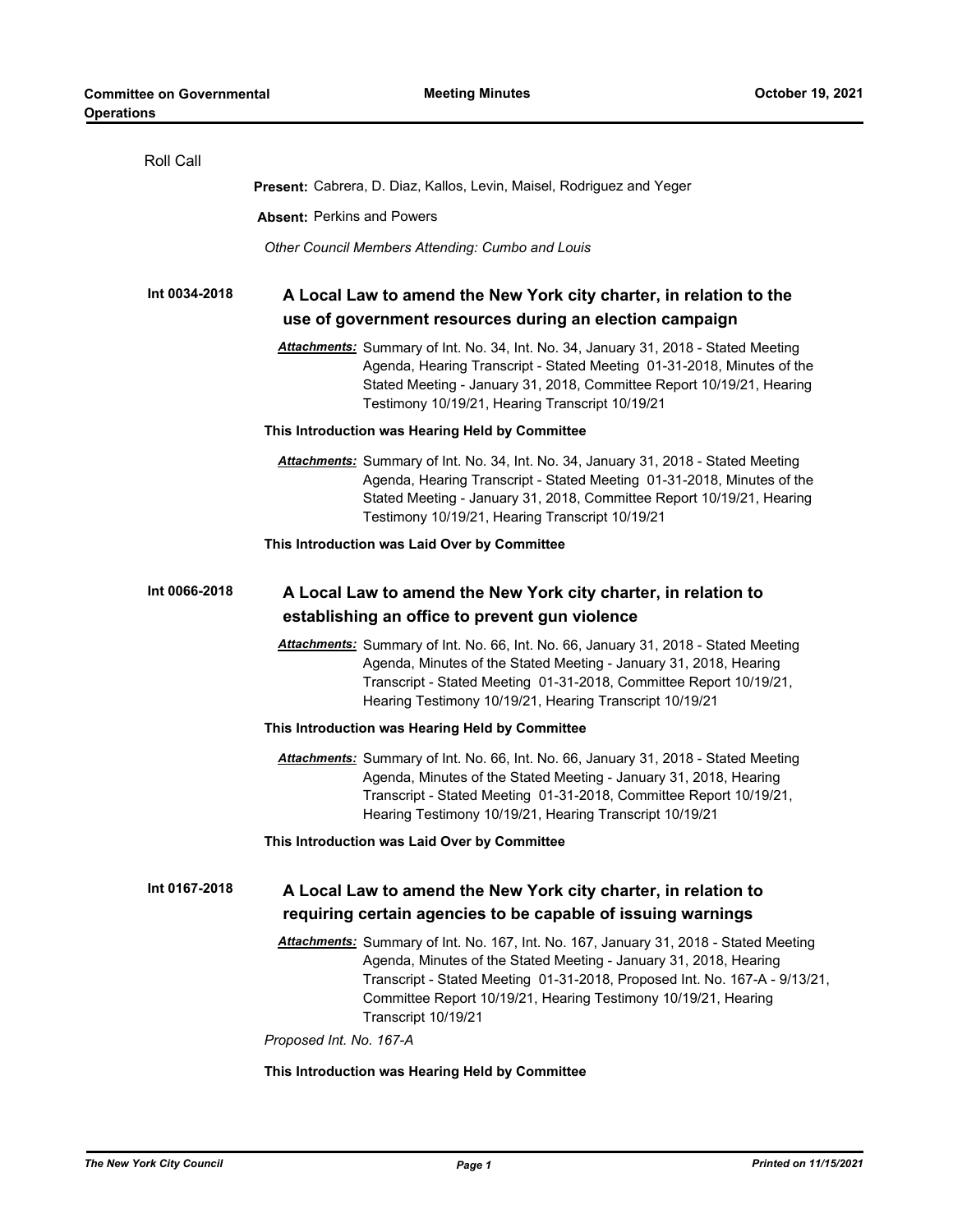Roll Call

**Present:** Cabrera, D. Diaz, Kallos, Levin, Maisel, Rodriguez and Yeger

**Absent:** Perkins and Powers

*Other Council Members Attending: Cumbo and Louis*

## Int 0034-2018

### A Local Law to amend the New York city charter, in relation to the use of government resources during an election campaign

***Attachments:*** Summary of Int. No. 34, Int. No. 34, January 31, 2018 - Stated Meeting Agenda, Hearing Transcript - Stated Meeting 01-31-2018, Minutes of the Stated Meeting - January 31, 2018, Committee Report 10/19/21, Hearing Testimony 10/19/21, Hearing Transcript 10/19/21

**This Introduction was Hearing Held by Committee**

***Attachments:*** Summary of Int. No. 34, Int. No. 34, January 31, 2018 - Stated Meeting Agenda, Hearing Transcript - Stated Meeting 01-31-2018, Minutes of the Stated Meeting - January 31, 2018, Committee Report 10/19/21, Hearing Testimony 10/19/21, Hearing Transcript 10/19/21

**This Introduction was Laid Over by Committee**

## Int 0066-2018

### A Local Law to amend the New York city charter, in relation to establishing an office to prevent gun violence

***Attachments:*** Summary of Int. No. 66, Int. No. 66, January 31, 2018 - Stated Meeting Agenda, Minutes of the Stated Meeting - January 31, 2018, Hearing Transcript - Stated Meeting 01-31-2018, Committee Report 10/19/21, Hearing Testimony 10/19/21, Hearing Transcript 10/19/21

**This Introduction was Hearing Held by Committee**

***Attachments:*** Summary of Int. No. 66, Int. No. 66, January 31, 2018 - Stated Meeting Agenda, Minutes of the Stated Meeting - January 31, 2018, Hearing Transcript - Stated Meeting 01-31-2018, Committee Report 10/19/21, Hearing Testimony 10/19/21, Hearing Transcript 10/19/21

**This Introduction was Laid Over by Committee**

## Int 0167-2018

### A Local Law to amend the New York city charter, in relation to requiring certain agencies to be capable of issuing warnings

***Attachments:*** Summary of Int. No. 167, Int. No. 167, January 31, 2018 - Stated Meeting Agenda, Minutes of the Stated Meeting - January 31, 2018, Hearing Transcript - Stated Meeting 01-31-2018, Proposed Int. No. 167-A - 9/13/21, Committee Report 10/19/21, Hearing Testimony 10/19/21, Hearing Transcript 10/19/21

*Proposed Int. No. 167-A*

**This Introduction was Hearing Held by Committee**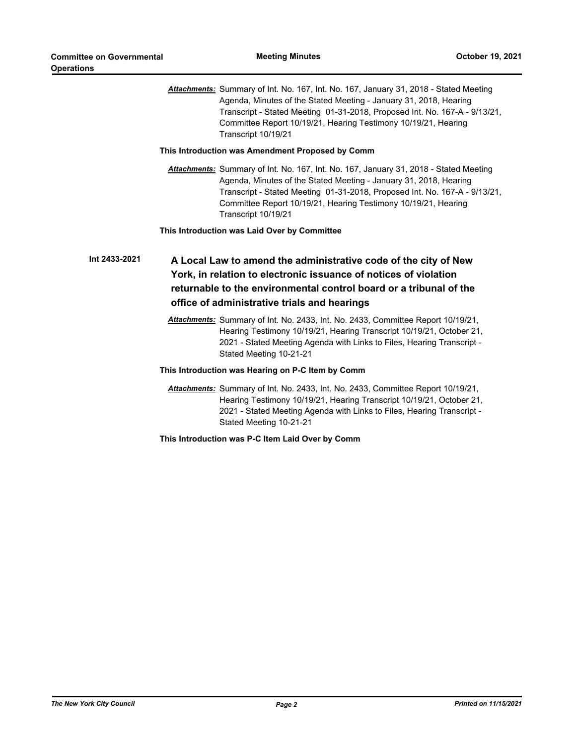***Attachments:*** Summary of Int. No. 167, Int. No. 167, January 31, 2018 - Stated Meeting Agenda, Minutes of the Stated Meeting - January 31, 2018, Hearing Transcript - Stated Meeting 01-31-2018, Proposed Int. No. 167-A - 9/13/21, Committee Report 10/19/21, Hearing Testimony 10/19/21, Hearing Transcript 10/19/21

**This Introduction was Amendment Proposed by Comm**

***Attachments:*** Summary of Int. No. 167, Int. No. 167, January 31, 2018 - Stated Meeting Agenda, Minutes of the Stated Meeting - January 31, 2018, Hearing Transcript - Stated Meeting 01-31-2018, Proposed Int. No. 167-A - 9/13/21, Committee Report 10/19/21, Hearing Testimony 10/19/21, Hearing Transcript 10/19/21

**This Introduction was Laid Over by Committee**

**Int 2433-2021** **A Local Law to amend the administrative code of the city of New York, in relation to electronic issuance of notices of violation returnable to the environmental control board or a tribunal of the office of administrative trials and hearings**

***Attachments:*** Summary of Int. No. 2433, Int. No. 2433, Committee Report 10/19/21, Hearing Testimony 10/19/21, Hearing Transcript 10/19/21, October 21, 2021 - Stated Meeting Agenda with Links to Files, Hearing Transcript - Stated Meeting 10-21-21

**This Introduction was Hearing on P-C Item by Comm**

***Attachments:*** Summary of Int. No. 2433, Int. No. 2433, Committee Report 10/19/21, Hearing Testimony 10/19/21, Hearing Transcript 10/19/21, October 21, 2021 - Stated Meeting Agenda with Links to Files, Hearing Transcript - Stated Meeting 10-21-21

**This Introduction was P-C Item Laid Over by Comm**